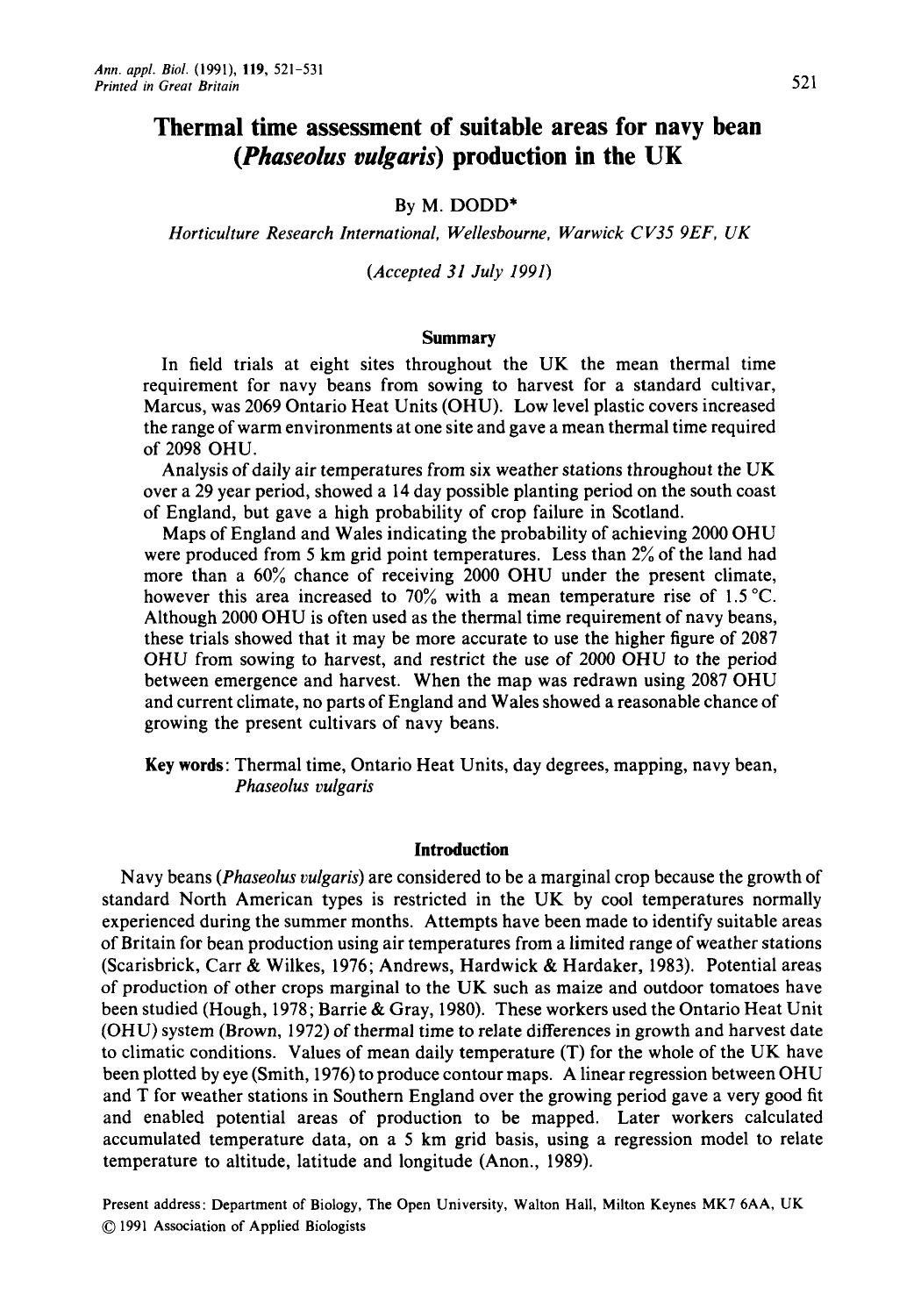# Thermal time assessment of suitable areas for navy bean (*Phaseolus vulgaris*) production in the UK

By M. DODD*

*Horticulture Research International, Wellesbourne, Warwick CV35 9EF, UK*

*(Accepted 31 July 1991)*

## Summary

In field trials at eight sites throughout the UK the mean thermal time requirement for navy beans from sowing to harvest for a standard cultivar, Marcus, was 2069 Ontario Heat Units (OHU). Low level plastic covers increased the range of warm environments at one site and gave a mean thermal time required of 2098 OHU.

Analysis of daily air temperatures from six weather stations throughout the UK over a 29 year period, showed a 14 day possible planting period on the south coast of England, but gave a high probability of crop failure in Scotland.

Maps of England and Wales indicating the probability of achieving 2000 OHU were produced from 5 km grid point temperatures. Less than 2% of the land had more than a 60% chance of receiving 2000 OHU under the present climate, however this area increased to 70% with a mean temperature rise of 1.5 °C. Although 2000 OHU is often used as the thermal time requirement of navy beans, these trials showed that it may be more accurate to use the higher figure of 2087 OHU from sowing to harvest, and restrict the use of 2000 OHU to the period between emergence and harvest. When the map was redrawn using 2087 OHU and current climate, no parts of England and Wales showed a reasonable chance of growing the present cultivars of navy beans.

**Key words**: Thermal time, Ontario Heat Units, day degrees, mapping, navy bean, *Phaseolus vulgaris*

## Introduction

Navy beans (*Phaseolus vulgaris*) are considered to be a marginal crop because the growth of standard North American types is restricted in the UK by cool temperatures normally experienced during the summer months. Attempts have been made to identify suitable areas of Britain for bean production using air temperatures from a limited range of weather stations (Scarisbrick, Carr & Wilkes, 1976; Andrews, Hardwick & Hardaker, 1983). Potential areas of production of other crops marginal to the UK such as maize and outdoor tomatoes have been studied (Hough, 1978; Barrie & Gray, 1980). These workers used the Ontario Heat Unit (OHU) system (Brown, 1972) of thermal time to relate differences in growth and harvest date to climatic conditions. Values of mean daily temperature (T) for the whole of the UK have been plotted by eye (Smith, 1976) to produce contour maps. A linear regression between OHU and T for weather stations in Southern England over the growing period gave a very good fit and enabled potential areas of production to be mapped. Later workers calculated accumulated temperature data, on a 5 km grid basis, using a regression model to relate temperature to altitude, latitude and longitude (Anon., 1989).

Present address: Department of Biology, The Open University, Walton Hall, Milton Keynes MK7 6AA, UK
© 1991 Association of Applied Biologists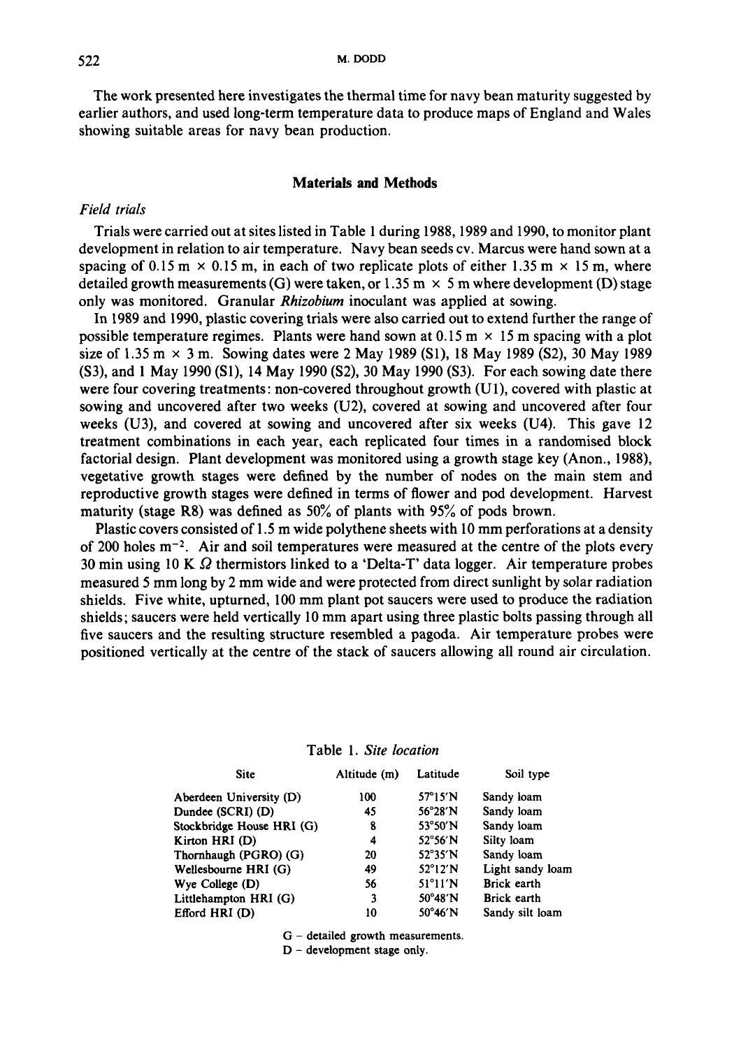The work presented here investigates the thermal time for navy bean maturity suggested by earlier authors, and used long-term temperature data to produce maps of England and Wales showing suitable areas for navy bean production.

## Materials and Methods

### *Field trials*

Trials were carried out at sites listed in Table 1 during 1988, 1989 and 1990, to monitor plant development in relation to air temperature. Navy bean seeds cv. Marcus were hand sown at a spacing of 0.15 m × 0.15 m, in each of two replicate plots of either 1.35 m × 15 m, where detailed growth measurements (G) were taken, or 1.35 m × 5 m where development (D) stage only was monitored. Granular *Rhizobium* inoculant was applied at sowing.

In 1989 and 1990, plastic covering trials were also carried out to extend further the range of possible temperature regimes. Plants were hand sown at 0.15 m × 15 m spacing with a plot size of 1.35 m × 3 m. Sowing dates were 2 May 1989 (S1), 18 May 1989 (S2), 30 May 1989 (S3), and 1 May 1990 (S1), 14 May 1990 (S2), 30 May 1990 (S3). For each sowing date there were four covering treatments: non-covered throughout growth (U1), covered with plastic at sowing and uncovered after two weeks (U2), covered at sowing and uncovered after four weeks (U3), and covered at sowing and uncovered after six weeks (U4). This gave 12 treatment combinations in each year, each replicated four times in a randomised block factorial design. Plant development was monitored using a growth stage key (Anon., 1988), vegetative growth stages were defined by the number of nodes on the main stem and reproductive growth stages were defined in terms of flower and pod development. Harvest maturity (stage R8) was defined as 50% of plants with 95% of pods brown.

Plastic covers consisted of 1.5 m wide polythene sheets with 10 mm perforations at a density of 200 holes $m^{-2}$. Air and soil temperatures were measured at the centre of the plots every 30 min using 10 K $\Omega$ thermistors linked to a 'Delta-T' data logger. Air temperature probes measured 5 mm long by 2 mm wide and were protected from direct sunlight by solar radiation shields. Five white, upturned, 100 mm plant pot saucers were used to produce the radiation shields; saucers were held vertically 10 mm apart using three plastic bolts passing through all five saucers and the resulting structure resembled a pagoda. Air temperature probes were positioned vertically at the centre of the stack of saucers allowing all round air circulation.

Table 1. *Site location*

| Site | Altitude (m) | Latitude | Soil type |
|---|---|---|---|
| Aberdeen University (D) | 100 | 57°15′N | Sandy loam |
| Dundee (SCRI) (D) | 45 | 56°28′N | Sandy loam |
| Stockbridge House HRI (G) | 8 | 53°50′N | Sandy loam |
| Kirton HRI (D) | 4 | 52°56′N | Silty loam |
| Thornhaugh (PGRO) (G) | 20 | 52°35′N | Sandy loam |
| Wellesbourne HRI (G) | 49 | 52°12′N | Light sandy loam |
| Wye College (D) | 56 | 51°11′N | Brick earth |
| Littlehampton HRI (G) | 3 | 50°48′N | Brick earth |
| Efford HRI (D) | 10 | 50°46′N | Sandy silt loam |

G – detailed growth measurements.
D – development stage only.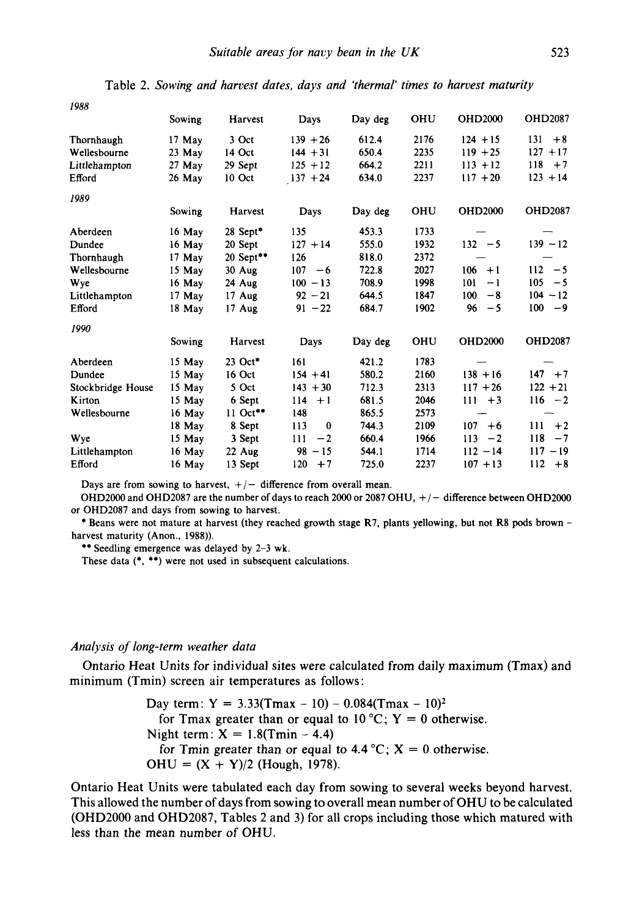Table 2. *Sowing and harvest dates, days and 'thermal' times to harvest maturity*

| *1988* | Sowing | Harvest | Days | Day deg | OHU | OHD2000 | OHD2087 |
|---|---|---|---|---|---|---|---|
| Thornhaugh | 17 May | 3 Oct | 139 +26 | 612.4 | 2176 | 124 +15 | 131 +8 |
| Wellesbourne | 23 May | 14 Oct | 144 +31 | 650.4 | 2235 | 119 +25 | 127 +17 |
| Littlehampton | 27 May | 29 Sept | 125 +12 | 664.2 | 2211 | 113 +12 | 118 +7 |
| Efford | 26 May | 10 Oct | 137 +24 | 634.0 | 2237 | 117 +20 | 123 +14 |
| *1989* | Sowing | Harvest | Days | Day deg | OHU | OHD2000 | OHD2087 |
| Aberdeen | 16 May | 28 Sept* | 135 | 453.3 | 1733 | — | — |
| Dundee | 16 May | 20 Sept | 127 +14 | 555.0 | 1932 | 132 −5 | 139 −12 |
| Thornhaugh | 17 May | 20 Sept** | 126 | 818.0 | 2372 | — | — |
| Wellesbourne | 15 May | 30 Aug | 107 −6 | 722.8 | 2027 | 106 +1 | 112 −5 |
| Wye | 16 May | 24 Aug | 100 −13 | 708.9 | 1998 | 101 −1 | 105 −5 |
| Littlehampton | 17 May | 17 Aug | 92 −21 | 644.5 | 1847 | 100 −8 | 104 −12 |
| Efford | 18 May | 17 Aug | 91 −22 | 684.7 | 1902 | 96 −5 | 100 −9 |
| *1990* | Sowing | Harvest | Days | Day deg | OHU | OHD2000 | OHD2087 |
| Aberdeen | 15 May | 23 Oct* | 161 | 421.2 | 1783 | — | — |
| Dundee | 15 May | 16 Oct | 154 +41 | 580.2 | 2160 | 138 +16 | 147 +7 |
| Stockbridge House | 15 May | 5 Oct | 143 +30 | 712.3 | 2313 | 117 +26 | 122 +21 |
| Kirton | 15 May | 6 Sept | 114 +1 | 681.5 | 2046 | 111 +3 | 116 −2 |
| Wellesbourne | 16 May | 11 Oct** | 148 | 865.5 | 2573 | — | — |
| | 18 May | 8 Sept | 113 0 | 744.3 | 2109 | 107 +6 | 111 +2 |
| Wye | 15 May | 3 Sept | 111 −2 | 660.4 | 1966 | 113 −2 | 118 −7 |
| Littlehampton | 16 May | 22 Aug | 98 −15 | 544.1 | 1714 | 112 −14 | 117 −19 |
| Efford | 16 May | 13 Sept | 120 +7 | 725.0 | 2237 | 107 +13 | 112 +8 |

Days are from sowing to harvest, +/− difference from overall mean.

OHD2000 and OHD2087 are the number of days to reach 2000 or 2087 OHU, +/− difference between OHD2000 or OHD2087 and days from sowing to harvest.

* Beans were not mature at harvest (they reached growth stage R7, plants yellowing, but not R8 pods brown – harvest maturity (Anon., 1988)).

** Seedling emergence was delayed by 2–3 wk.

These data (*, **) were not used in subsequent calculations.

### *Analysis of long-term weather data*

Ontario Heat Units for individual sites were calculated from daily maximum (Tmax) and minimum (Tmin) screen air temperatures as follows:

Day term: $Y = 3.33(\text{Tmax} - 10) - 0.084(\text{Tmax} - 10)^2$
for Tmax greater than or equal to 10 °C; $Y = 0$ otherwise.
Night term: $X = 1.8(\text{Tmin} - 4.4)$
for Tmin greater than or equal to 4.4 °C; $X = 0$ otherwise.
$\text{OHU} = (X + Y)/2$ (Hough, 1978).

Ontario Heat Units were tabulated each day from sowing to several weeks beyond harvest. This allowed the number of days from sowing to overall mean number of OHU to be calculated (OHD2000 and OHD2087, Tables 2 and 3) for all crops including those which matured with less than the mean number of OHU.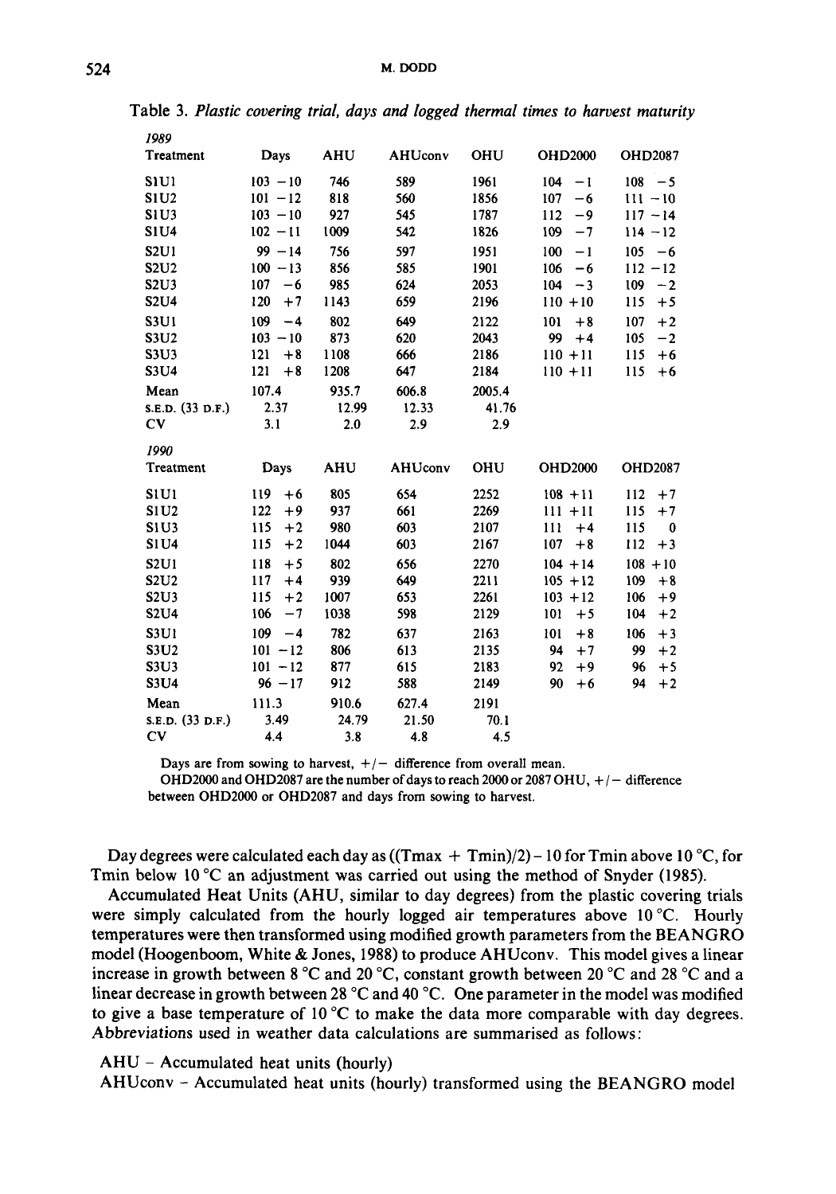Table 3. *Plastic covering trial, days and logged thermal times to harvest maturity*

| *1989* Treatment | Days | AHU | AHUconv | OHU | OHD2000 | OHD2087 |
|---|---|---|---|---|---|---|
| S1U1 | 103 −10 | 746 | 589 | 1961 | 104 −1 | 108 −5 |
| S1U2 | 101 −12 | 818 | 560 | 1856 | 107 −6 | 111 −10 |
| S1U3 | 103 −10 | 927 | 545 | 1787 | 112 −9 | 117 −14 |
| S1U4 | 102 −11 | 1009 | 542 | 1826 | 109 −7 | 114 −12 |
| S2U1 | 99 −14 | 756 | 597 | 1951 | 100 −1 | 105 −6 |
| S2U2 | 100 −13 | 856 | 585 | 1901 | 106 −6 | 112 −12 |
| S2U3 | 107 −6 | 985 | 624 | 2053 | 104 −3 | 109 −2 |
| S2U4 | 120 +7 | 1143 | 659 | 2196 | 110 +10 | 115 +5 |
| S3U1 | 109 −4 | 802 | 649 | 2122 | 101 +8 | 107 +2 |
| S3U2 | 103 −10 | 873 | 620 | 2043 | 99 +4 | 105 −2 |
| S3U3 | 121 +8 | 1108 | 666 | 2186 | 110 +11 | 115 +6 |
| S3U4 | 121 +8 | 1208 | 647 | 2184 | 110 +11 | 115 +6 |
| Mean | 107.4 | 935.7 | 606.8 | 2005.4 | | |
| S.E.D. (33 D.F.) | 2.37 | 12.99 | 12.33 | 41.76 | | |
| CV | 3.1 | 2.0 | 2.9 | 2.9 | | |
| ***1990*** **Treatment** | **Days** | **AHU** | **AHUconv** | **OHU** | **OHD2000** | **OHD2087** |
| S1U1 | 119 +6 | 805 | 654 | 2252 | 108 +11 | 112 +7 |
| S1U2 | 122 +9 | 937 | 661 | 2269 | 111 +11 | 115 +7 |
| S1U3 | 115 +2 | 980 | 603 | 2107 | 111 +4 | 115 0 |
| S1U4 | 115 +2 | 1044 | 603 | 2167 | 107 +8 | 112 +3 |
| S2U1 | 118 +5 | 802 | 656 | 2270 | 104 +14 | 108 +10 |
| S2U2 | 117 +4 | 939 | 649 | 2211 | 105 +12 | 109 +8 |
| S2U3 | 115 +2 | 1007 | 653 | 2261 | 103 +12 | 106 +9 |
| S2U4 | 106 −7 | 1038 | 598 | 2129 | 101 +5 | 104 +2 |
| S3U1 | 109 −4 | 782 | 637 | 2163 | 101 +8 | 106 +3 |
| S3U2 | 101 −12 | 806 | 613 | 2135 | 94 +7 | 99 +2 |
| S3U3 | 101 −12 | 877 | 615 | 2183 | 92 +9 | 96 +5 |
| S3U4 | 96 −17 | 912 | 588 | 2149 | 90 +6 | 94 +2 |
| Mean | 111.3 | 910.6 | 627.4 | 2191 | | |
| S.E.D. (33 D.F.) | 3.49 | 24.79 | 21.50 | 70.1 | | |
| CV | 4.4 | 3.8 | 4.8 | 4.5 | | |

Days are from sowing to harvest, +/− difference from overall mean.
OHD2000 and OHD2087 are the number of days to reach 2000 or 2087 OHU, +/− difference between OHD2000 or OHD2087 and days from sowing to harvest.

Day degrees were calculated each day as ((Tmax + Tmin)/2) − 10 for Tmin above 10 °C, for Tmin below 10 °C an adjustment was carried out using the method of Snyder (1985).

Accumulated Heat Units (AHU, similar to day degrees) from the plastic covering trials were simply calculated from the hourly logged air temperatures above 10 °C. Hourly temperatures were then transformed using modified growth parameters from the BEANGRO model (Hoogenboom, White & Jones, 1988) to produce AHUconv. This model gives a linear increase in growth between 8 °C and 20 °C, constant growth between 20 °C and 28 °C and a linear decrease in growth between 28 °C and 40 °C. One parameter in the model was modified to give a base temperature of 10 °C to make the data more comparable with day degrees. Abbreviations used in weather data calculations are summarised as follows:

AHU – Accumulated heat units (hourly)
AHUconv – Accumulated heat units (hourly) transformed using the BEANGRO model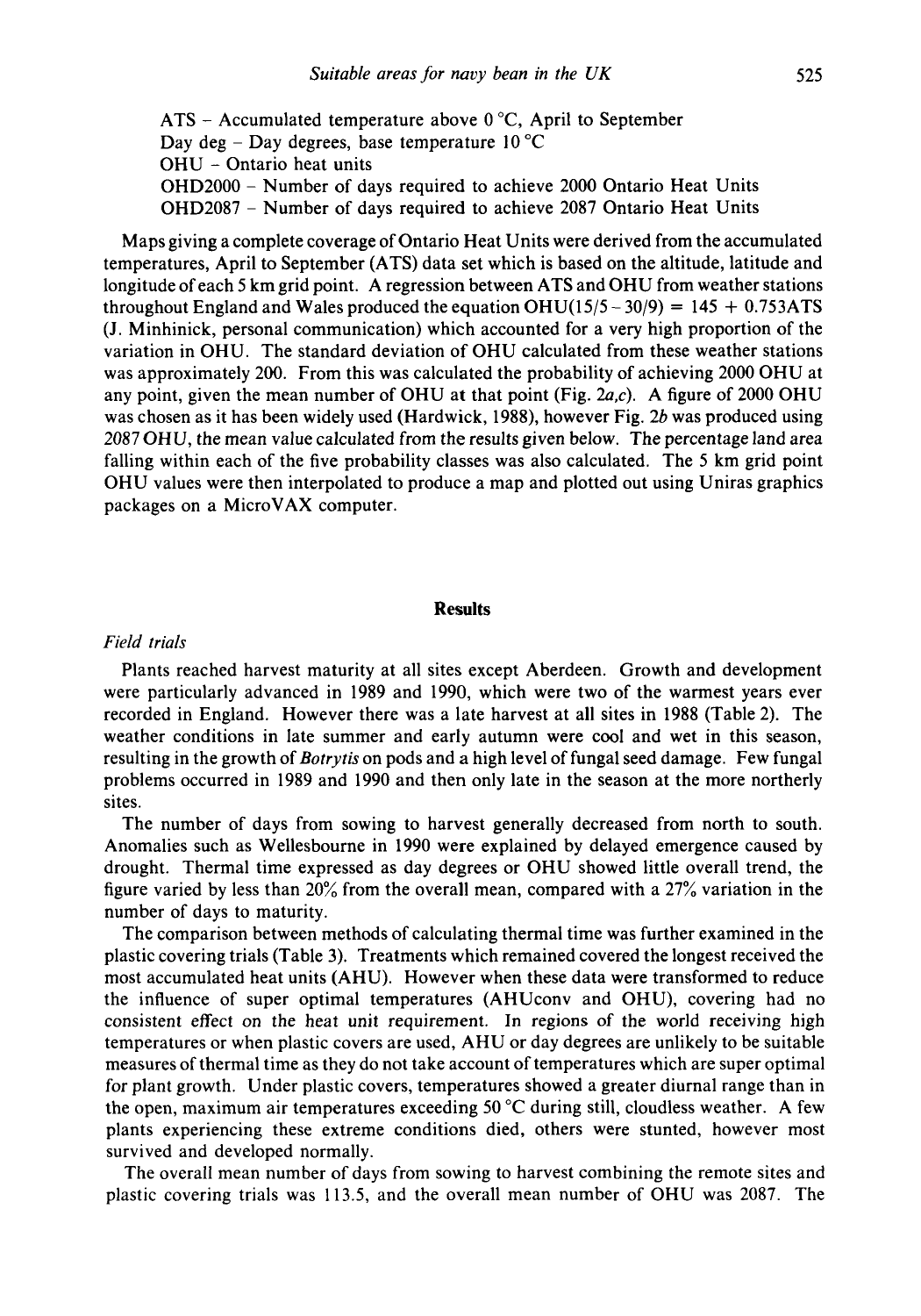ATS – Accumulated temperature above 0 °C, April to September
Day deg – Day degrees, base temperature 10 °C
OHU – Ontario heat units
OHD2000 – Number of days required to achieve 2000 Ontario Heat Units
OHD2087 – Number of days required to achieve 2087 Ontario Heat Units

Maps giving a complete coverage of Ontario Heat Units were derived from the accumulated temperatures, April to September (ATS) data set which is based on the altitude, latitude and longitude of each 5 km grid point. A regression between ATS and OHU from weather stations throughout England and Wales produced the equation $\text{OHU}(15/5-30/9) = 145 + 0.753\text{ATS}$ (J. Minhinick, personal communication) which accounted for a very high proportion of the variation in OHU. The standard deviation of OHU calculated from these weather stations was approximately 200. From this was calculated the probability of achieving 2000 OHU at any point, given the mean number of OHU at that point (Fig. 2*a,c*). A figure of 2000 OHU was chosen as it has been widely used (Hardwick, 1988), however Fig. 2*b* was produced using 2087 OHU, the mean value calculated from the results given below. The percentage land area falling within each of the five probability classes was also calculated. The 5 km grid point OHU values were then interpolated to produce a map and plotted out using Uniras graphics packages on a MicroVAX computer.

## Results

### *Field trials*

Plants reached harvest maturity at all sites except Aberdeen. Growth and development were particularly advanced in 1989 and 1990, which were two of the warmest years ever recorded in England. However there was a late harvest at all sites in 1988 (Table 2). The weather conditions in late summer and early autumn were cool and wet in this season, resulting in the growth of *Botrytis* on pods and a high level of fungal seed damage. Few fungal problems occurred in 1989 and 1990 and then only late in the season at the more northerly sites.

The number of days from sowing to harvest generally decreased from north to south. Anomalies such as Wellesbourne in 1990 were explained by delayed emergence caused by drought. Thermal time expressed as day degrees or OHU showed little overall trend, the figure varied by less than 20% from the overall mean, compared with a 27% variation in the number of days to maturity.

The comparison between methods of calculating thermal time was further examined in the plastic covering trials (Table 3). Treatments which remained covered the longest received the most accumulated heat units (AHU). However when these data were transformed to reduce the influence of super optimal temperatures (AHUconv and OHU), covering had no consistent effect on the heat unit requirement. In regions of the world receiving high temperatures or when plastic covers are used, AHU or day degrees are unlikely to be suitable measures of thermal time as they do not take account of temperatures which are super optimal for plant growth. Under plastic covers, temperatures showed a greater diurnal range than in the open, maximum air temperatures exceeding 50 °C during still, cloudless weather. A few plants experiencing these extreme conditions died, others were stunted, however most survived and developed normally.

The overall mean number of days from sowing to harvest combining the remote sites and plastic covering trials was 113.5, and the overall mean number of OHU was 2087. The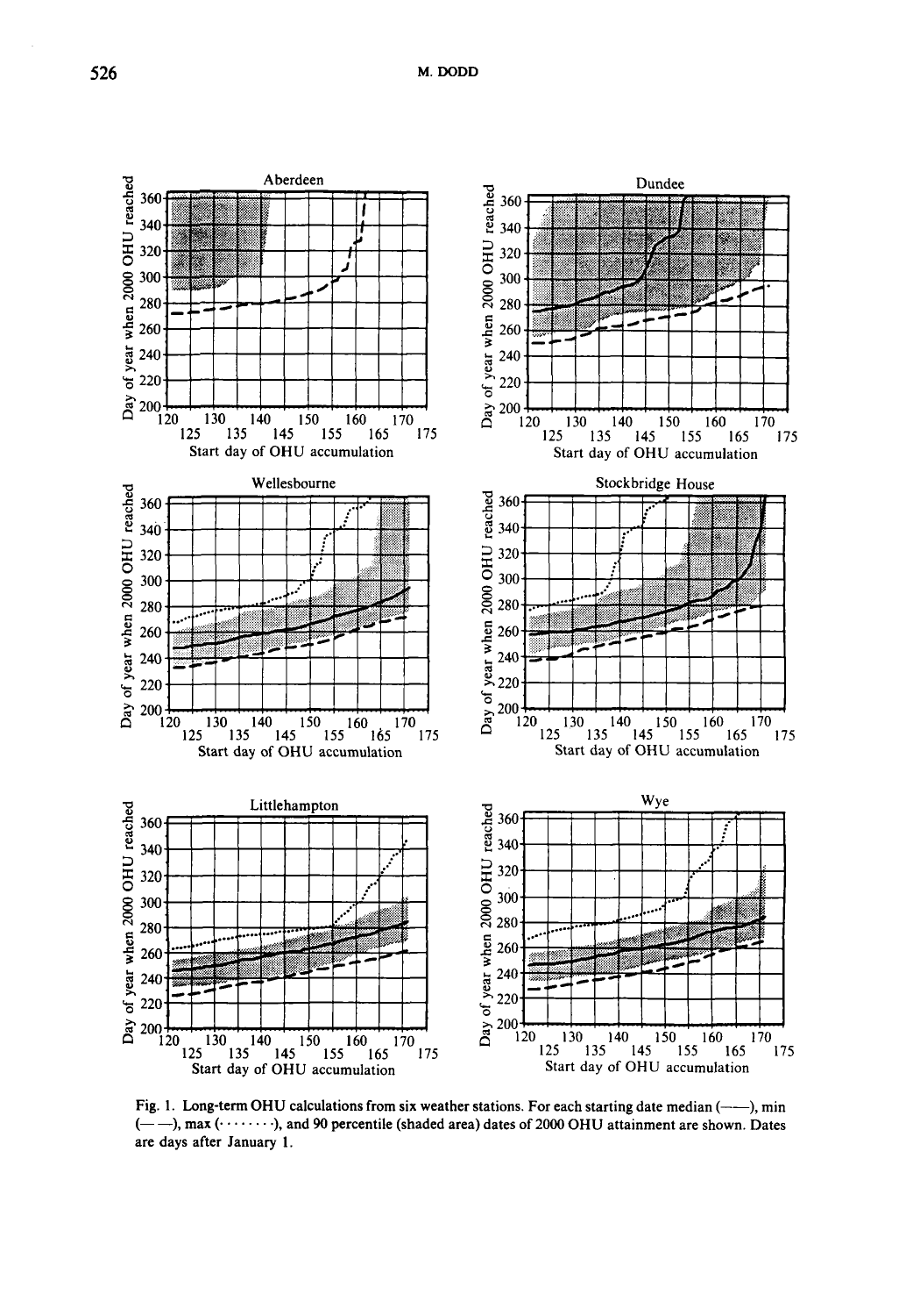Fig. 1. Long-term OHU calculations from six weather stations. For each starting date median (——), min (— —), max (········), and 90 percentile (shaded area) dates of 2000 OHU attainment are shown. Dates are days after January 1.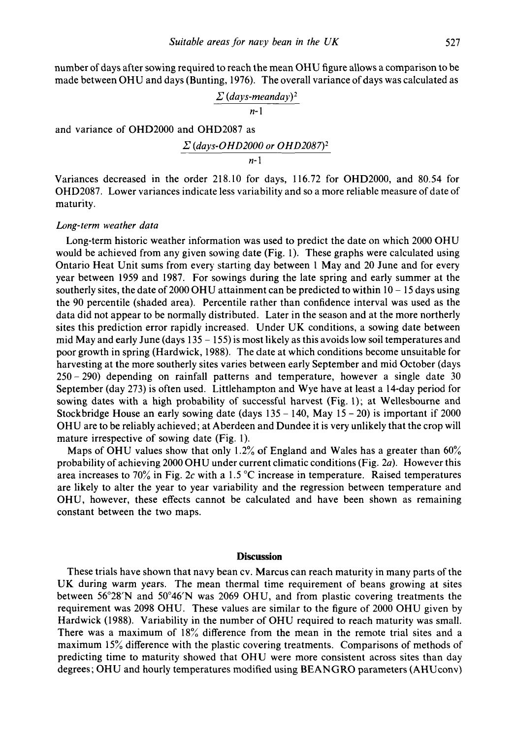number of days after sowing required to reach the mean OHU figure allows a comparison to be made between OHU and days (Bunting, 1976). The overall variance of days was calculated as

$$\frac{\Sigma\,(days\text{-}meanday)^2}{n\text{-}1}$$

and variance of OHD2000 and OHD2087 as

$$\frac{\Sigma\,(days\text{-}OHD2000 \text{ or } OHD2087)^2}{n\text{-}1}$$

Variances decreased in the order 218.10 for days, 116.72 for OHD2000, and 80.54 for OHD2087. Lower variances indicate less variability and so a more reliable measure of date of maturity.

*Long-term weather data*

Long-term historic weather information was used to predict the date on which 2000 OHU would be achieved from any given sowing date (Fig. 1). These graphs were calculated using Ontario Heat Unit sums from every starting day between 1 May and 20 June and for every year between 1959 and 1987. For sowings during the late spring and early summer at the southerly sites, the date of 2000 OHU attainment can be predicted to within 10 – 15 days using the 90 percentile (shaded area). Percentile rather than confidence interval was used as the data did not appear to be normally distributed. Later in the season and at the more northerly sites this prediction error rapidly increased. Under UK conditions, a sowing date between mid May and early June (days 135 – 155) is most likely as this avoids low soil temperatures and poor growth in spring (Hardwick, 1988). The date at which conditions become unsuitable for harvesting at the more southerly sites varies between early September and mid October (days 250 – 290) depending on rainfall patterns and temperature, however a single date 30 September (day 273) is often used. Littlehampton and Wye have at least a 14-day period for sowing dates with a high probability of successful harvest (Fig. 1); at Wellesbourne and Stockbridge House an early sowing date (days 135 – 140, May 15 – 20) is important if 2000 OHU are to be reliably achieved; at Aberdeen and Dundee it is very unlikely that the crop will mature irrespective of sowing date (Fig. 1).

Maps of OHU values show that only 1.2% of England and Wales has a greater than 60% probability of achieving 2000 OHU under current climatic conditions (Fig. 2*a*). However this area increases to 70% in Fig. 2*c* with a 1.5 °C increase in temperature. Raised temperatures are likely to alter the year to year variability and the regression between temperature and OHU, however, these effects cannot be calculated and have been shown as remaining constant between the two maps.

## Discussion

These trials have shown that navy bean cv. Marcus can reach maturity in many parts of the UK during warm years. The mean thermal time requirement of beans growing at sites between 56°28′N and 50°46′N was 2069 OHU, and from plastic covering treatments the requirement was 2098 OHU. These values are similar to the figure of 2000 OHU given by Hardwick (1988). Variability in the number of OHU required to reach maturity was small. There was a maximum of 18% difference from the mean in the remote trial sites and a maximum 15% difference with the plastic covering treatments. Comparisons of methods of predicting time to maturity showed that OHU were more consistent across sites than day degrees; OHU and hourly temperatures modified using BEANGRO parameters (AHUconv)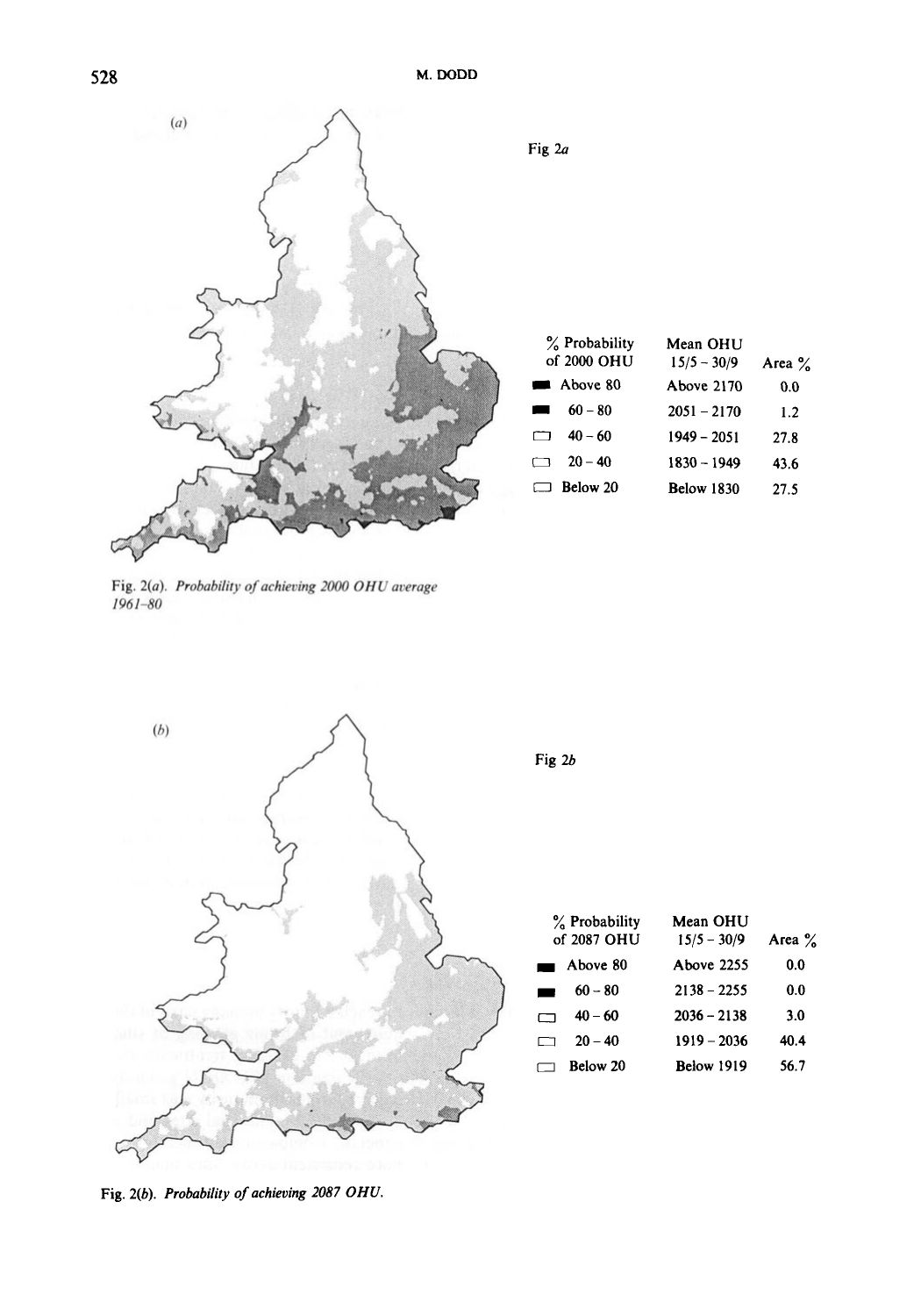Fig 2*a*

| % Probability of 2000 OHU | Mean OHU 15/5 – 30/9 | Area % |
|---|---|---|
| Above 80 | Above 2170 | 0.0 |
| 60 – 80 | 2051 – 2170 | 1.2 |
| 40 – 60 | 1949 – 2051 | 27.8 |
| 20 – 40 | 1830 – 1949 | 43.6 |
| Below 20 | Below 1830 | 27.5 |

Fig. 2(*a*). *Probability of achieving 2000 OHU average 1961–80*

Fig 2*b*

| % Probability of 2087 OHU | Mean OHU 15/5 – 30/9 | Area % |
|---|---|---|
| Above 80 | Above 2255 | 0.0 |
| 60 – 80 | 2138 – 2255 | 0.0 |
| 40 – 60 | 2036 – 2138 | 3.0 |
| 20 – 40 | 1919 – 2036 | 40.4 |
| Below 20 | Below 1919 | 56.7 |

Fig. 2(*b*). *Probability of achieving 2087 OHU.*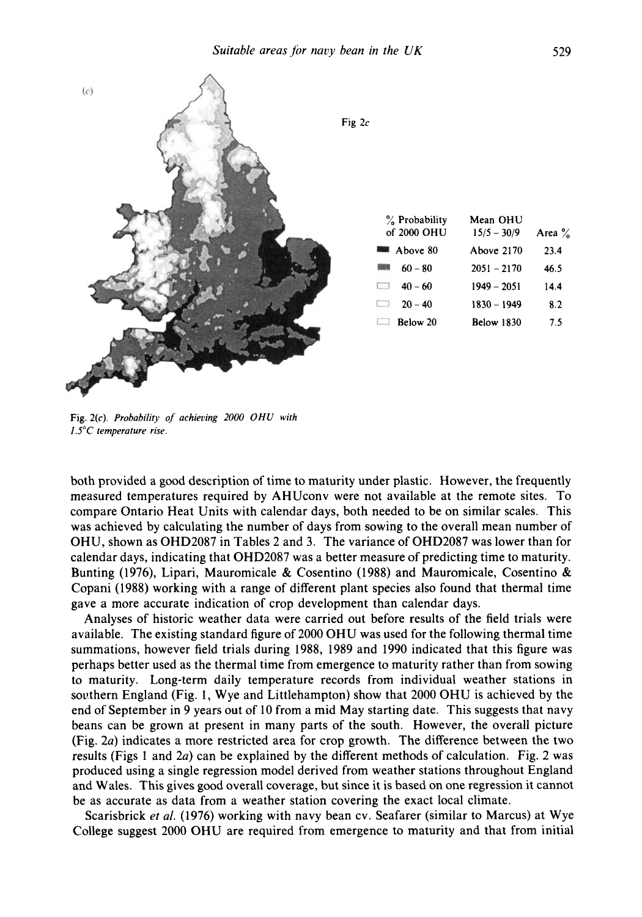(c)

Fig 2c

| % Probability of 2000 OHU | Mean OHU 15/5 – 30/9 | Area % |
|---|---|---|
| Above 80 | Above 2170 | 23.4 |
| 60 – 80 | 2051 – 2170 | 46.5 |
| 40 – 60 | 1949 – 2051 | 14.4 |
| 20 – 40 | 1830 – 1949 | 8.2 |
| Below 20 | Below 1830 | 7.5 |

Fig. 2(c). *Probability of achieving 2000 OHU with 1.5°C temperature rise.*

both provided a good description of time to maturity under plastic. However, the frequently measured temperatures required by AHUconv were not available at the remote sites. To compare Ontario Heat Units with calendar days, both needed to be on similar scales. This was achieved by calculating the number of days from sowing to the overall mean number of OHU, shown as OHD2087 in Tables 2 and 3. The variance of OHD2087 was lower than for calendar days, indicating that OHD2087 was a better measure of predicting time to maturity. Bunting (1976), Lipari, Mauromicale & Cosentino (1988) and Mauromicale, Cosentino & Copani (1988) working with a range of different plant species also found that thermal time gave a more accurate indication of crop development than calendar days.

Analyses of historic weather data were carried out before results of the field trials were available. The existing standard figure of 2000 OHU was used for the following thermal time summations, however field trials during 1988, 1989 and 1990 indicated that this figure was perhaps better used as the thermal time from emergence to maturity rather than from sowing to maturity. Long-term daily temperature records from individual weather stations in southern England (Fig. 1, Wye and Littlehampton) show that 2000 OHU is achieved by the end of September in 9 years out of 10 from a mid May starting date. This suggests that navy beans can be grown at present in many parts of the south. However, the overall picture (Fig. 2*a*) indicates a more restricted area for crop growth. The difference between the two results (Figs 1 and 2*a*) can be explained by the different methods of calculation. Fig. 2 was produced using a single regression model derived from weather stations throughout England and Wales. This gives good overall coverage, but since it is based on one regression it cannot be as accurate as data from a weather station covering the exact local climate.

Scarisbrick *et al.* (1976) working with navy bean cv. Seafarer (similar to Marcus) at Wye College suggest 2000 OHU are required from emergence to maturity and that from initial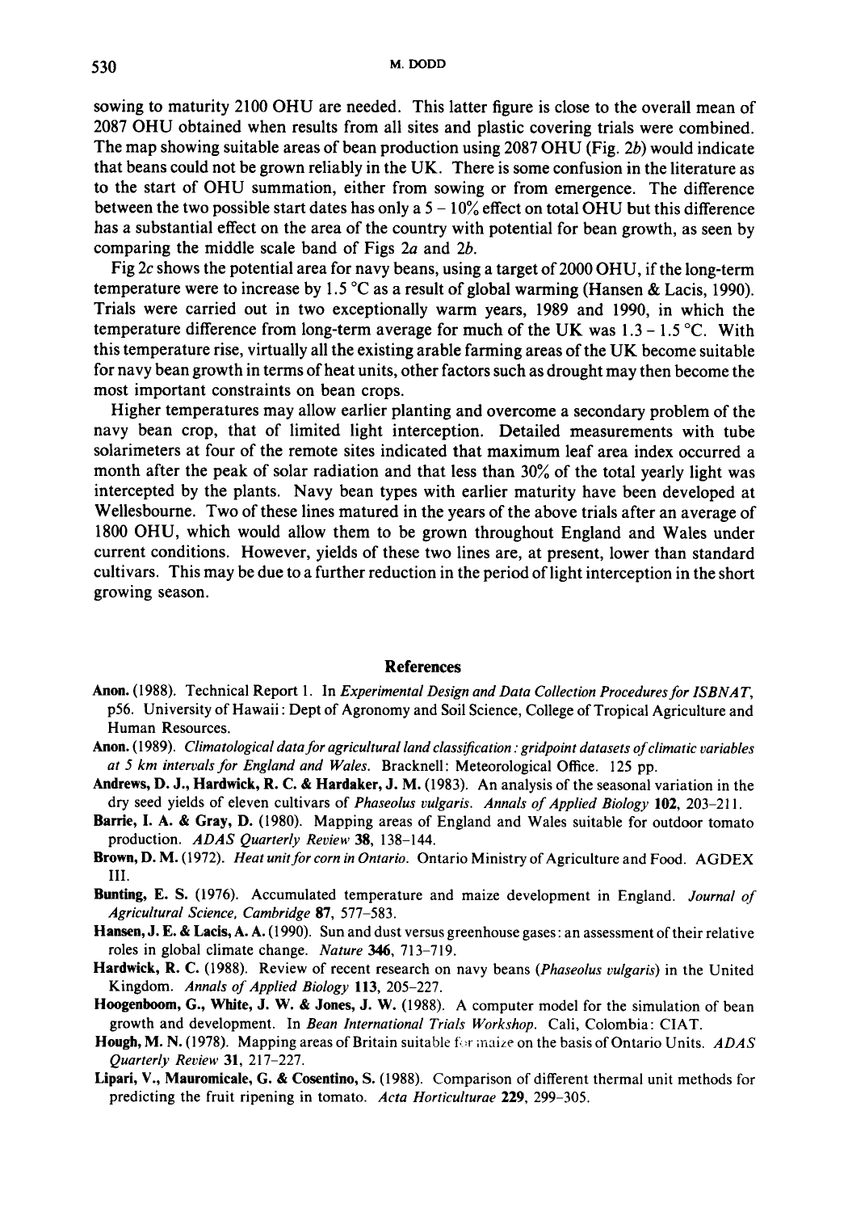sowing to maturity 2100 OHU are needed. This latter figure is close to the overall mean of 2087 OHU obtained when results from all sites and plastic covering trials were combined. The map showing suitable areas of bean production using 2087 OHU (Fig. 2*b*) would indicate that beans could not be grown reliably in the UK. There is some confusion in the literature as to the start of OHU summation, either from sowing or from emergence. The difference between the two possible start dates has only a 5 – 10% effect on total OHU but this difference has a substantial effect on the area of the country with potential for bean growth, as seen by comparing the middle scale band of Figs 2*a* and 2*b*.

Fig 2*c* shows the potential area for navy beans, using a target of 2000 OHU, if the long-term temperature were to increase by 1.5 °C as a result of global warming (Hansen & Lacis, 1990). Trials were carried out in two exceptionally warm years, 1989 and 1990, in which the temperature difference from long-term average for much of the UK was 1.3 – 1.5 °C. With this temperature rise, virtually all the existing arable farming areas of the UK become suitable for navy bean growth in terms of heat units, other factors such as drought may then become the most important constraints on bean crops.

Higher temperatures may allow earlier planting and overcome a secondary problem of the navy bean crop, that of limited light interception. Detailed measurements with tube solarimeters at four of the remote sites indicated that maximum leaf area index occurred a month after the peak of solar radiation and that less than 30% of the total yearly light was intercepted by the plants. Navy bean types with earlier maturity have been developed at Wellesbourne. Two of these lines matured in the years of the above trials after an average of 1800 OHU, which would allow them to be grown throughout England and Wales under current conditions. However, yields of these two lines are, at present, lower than standard cultivars. This may be due to a further reduction in the period of light interception in the short growing season.

## References

**Anon.** (1988). Technical Report 1. In *Experimental Design and Data Collection Procedures for ISBNAT*, p56. University of Hawaii: Dept of Agronomy and Soil Science, College of Tropical Agriculture and Human Resources.

**Anon.** (1989). *Climatological data for agricultural land classification: gridpoint datasets of climatic variables at 5 km intervals for England and Wales.* Bracknell: Meteorological Office. 125 pp.

**Andrews, D. J., Hardwick, R. C. & Hardaker, J. M.** (1983). An analysis of the seasonal variation in the dry seed yields of eleven cultivars of *Phaseolus vulgaris*. *Annals of Applied Biology* **102**, 203–211.

**Barrie, I. A. & Gray, D.** (1980). Mapping areas of England and Wales suitable for outdoor tomato production. *ADAS Quarterly Review* **38**, 138–144.

**Brown, D. M.** (1972). *Heat unit for corn in Ontario.* Ontario Ministry of Agriculture and Food. AGDEX III.

**Bunting, E. S.** (1976). Accumulated temperature and maize development in England. *Journal of Agricultural Science, Cambridge* **87**, 577–583.

**Hansen, J. E. & Lacis, A. A.** (1990). Sun and dust versus greenhouse gases: an assessment of their relative roles in global climate change. *Nature* **346**, 713–719.

**Hardwick, R. C.** (1988). Review of recent research on navy beans (*Phaseolus vulgaris*) in the United Kingdom. *Annals of Applied Biology* **113**, 205–227.

**Hoogenboom, G., White, J. W. & Jones, J. W.** (1988). A computer model for the simulation of bean growth and development. In *Bean International Trials Workshop*. Cali, Colombia: CIAT.

**Hough, M. N.** (1978). Mapping areas of Britain suitable for maize on the basis of Ontario Units. *ADAS Quarterly Review* **31**, 217–227.

**Lipari, V., Mauromicale, G. & Cosentino, S.** (1988). Comparison of different thermal unit methods for predicting the fruit ripening in tomato. *Acta Horticulturae* **229**, 299–305.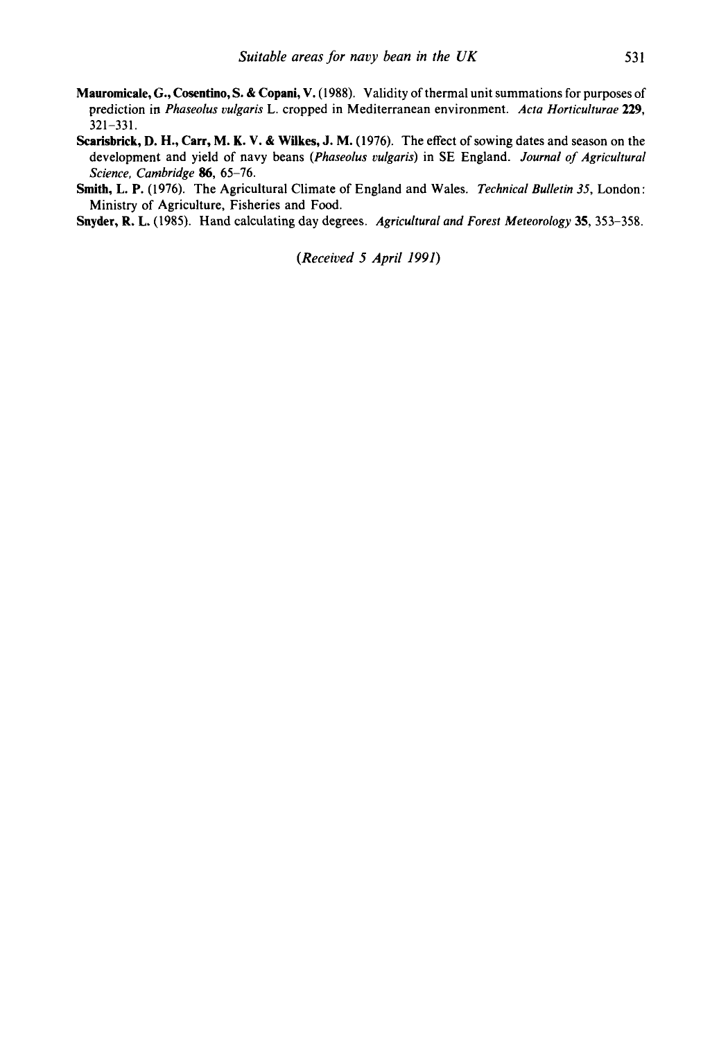**Mauromicale, G., Cosentino, S. & Copani, V.** (1988). Validity of thermal unit summations for purposes of prediction in *Phaseolus vulgaris* L. cropped in Mediterranean environment. *Acta Horticulturae* **229**, 321–331.

**Scarisbrick, D. H., Carr, M. K. V. & Wilkes, J. M.** (1976). The effect of sowing dates and season on the development and yield of navy beans (*Phaseolus vulgaris*) in SE England. *Journal of Agricultural Science, Cambridge* **86**, 65–76.

**Smith, L. P.** (1976). The Agricultural Climate of England and Wales. *Technical Bulletin 35*, London: Ministry of Agriculture, Fisheries and Food.

**Snyder, R. L.** (1985). Hand calculating day degrees. *Agricultural and Forest Meteorology* **35**, 353–358.

(*Received 5 April 1991*)